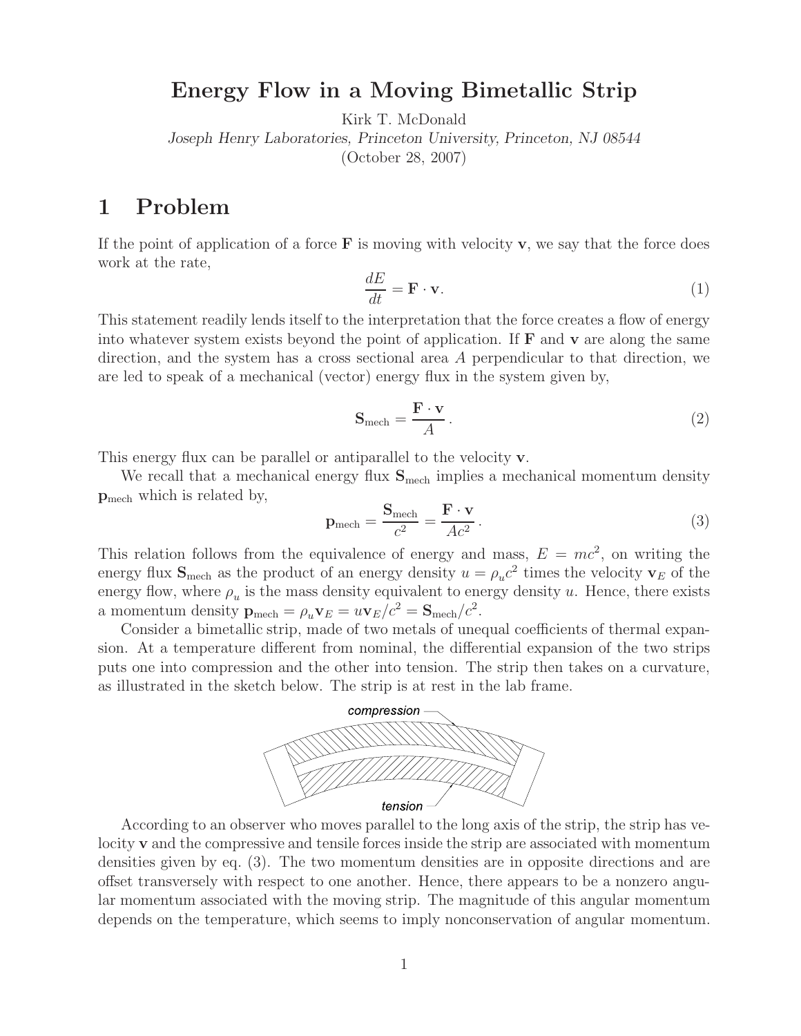# Energy Flow in a Moving Bimetallic Strip

Kirk T. McDonald

*Joseph Henry Laboratories, Princeton University, Princeton, NJ 08544*

(October 28, 2007)

## 1 Problem

If the point of application of a force $\mathbf{F}$ is moving with velocity $\mathbf{v}$, we say that the force does work at the rate,

$$\frac{dE}{dt} = \mathbf{F} \cdot \mathbf{v}. \tag{1}$$

This statement readily lends itself to the interpretation that the force creates a flow of energy into whatever system exists beyond the point of application. If $\mathbf{F}$ and $\mathbf{v}$ are along the same direction, and the system has a cross sectional area $A$ perpendicular to that direction, we are led to speak of a mechanical (vector) energy flux in the system given by,

$$\mathbf{S}_{\rm mech} = \frac{\mathbf{F} \cdot \mathbf{v}}{A}. \tag{2}$$

This energy flux can be parallel or antiparallel to the velocity $\mathbf{v}$.

We recall that a mechanical energy flux $\mathbf{S}_{\rm mech}$ implies a mechanical momentum density $\mathbf{p}_{\rm mech}$ which is related by,

$$\mathbf{p}_{\rm mech} = \frac{\mathbf{S}_{\rm mech}}{c^2} = \frac{\mathbf{F} \cdot \mathbf{v}}{Ac^2}. \tag{3}$$

This relation follows from the equivalence of energy and mass, $E = mc^2$, on writing the energy flux $\mathbf{S}_{\rm mech}$ as the product of an energy density $u = \rho_u c^2$ times the velocity $\mathbf{v}_E$ of the energy flow, where $\rho_u$ is the mass density equivalent to energy density $u$. Hence, there exists a momentum density $\mathbf{p}_{\rm mech} = \rho_u \mathbf{v}_E = u\mathbf{v}_E/c^2 = \mathbf{S}_{\rm mech}/c^2$.

Consider a bimetallic strip, made of two metals of unequal coefficients of thermal expansion. At a temperature different from nominal, the differential expansion of the two strips puts one into compression and the other into tension. The strip then takes on a curvature, as illustrated in the sketch below. The strip is at rest in the lab frame.

compression

tension

According to an observer who moves parallel to the long axis of the strip, the strip has velocity $\mathbf{v}$ and the compressive and tensile forces inside the strip are associated with momentum densities given by eq. (3). The two momentum densities are in opposite directions and are offset transversely with respect to one another. Hence, there appears to be a nonzero angular momentum associated with the moving strip. The magnitude of this angular momentum depends on the temperature, which seems to imply nonconservation of angular momentum.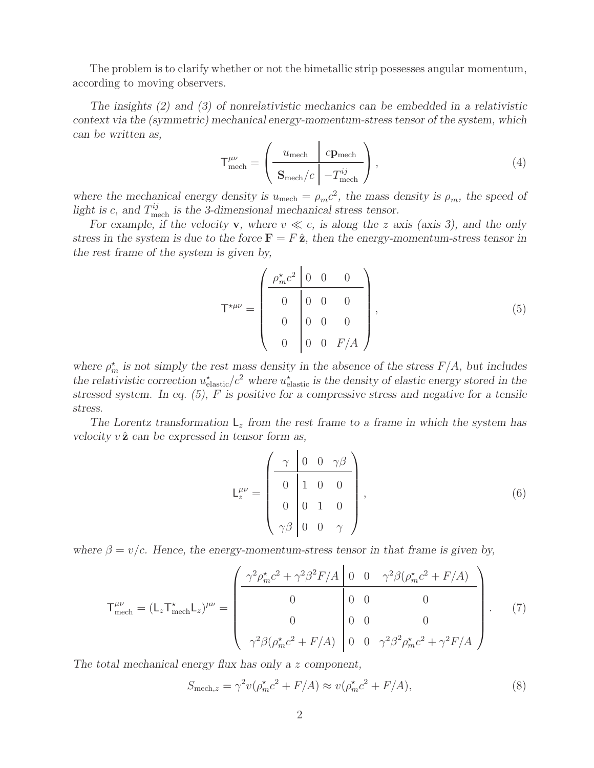The problem is to clarify whether or not the bimetallic strip possesses angular momentum, according to moving observers.

*The insights (2) and (3) of nonrelativistic mechanics can be embedded in a relativistic context via the (symmetric) mechanical energy-momentum-stress tensor of the system, which can be written as,*

$$
\mathsf{T}^{\mu\nu}_{\rm mech} = \left( \begin{array}{c|c} u_{\rm mech} & c\mathbf{p}_{\rm mech} \\ \hline \mathbf{S}_{\rm mech}/c & -T^{ij}_{\rm mech} \end{array} \right), \tag{4}
$$

*where the mechanical energy density is $u_{\rm mech} = \rho_m c^2$, the mass density is $\rho_m$, the speed of light is $c$, and $T^{ij}_{\rm mech}$ is the 3-dimensional mechanical stress tensor.*

*For example, if the velocity $\mathbf{v}$, where $v \ll c$, is along the $z$ axis (axis 3), and the only stress in the system is due to the force $\mathbf{F} = F\,\hat{\mathbf{z}}$, then the energy-momentum-stress tensor in the rest frame of the system is given by,*

$$
\mathsf{T}^{\star\mu\nu} = \left( \begin{array}{c|ccc} \rho^\star_m c^2 & 0 & 0 & 0 \\ \hline 0 & 0 & 0 & 0 \\ 0 & 0 & 0 & 0 \\ 0 & 0 & 0 & F/A \end{array} \right), \tag{5}
$$

*where $\rho^\star_m$ is not simply the rest mass density in the absence of the stress $F/A$, but includes the relativistic correction $u^\star_{\rm elastic}/c^2$ where $u^\star_{\rm elastic}$ is the density of elastic energy stored in the stressed system. In eq. (5), $F$ is positive for a compressive stress and negative for a tensile stress.*

*The Lorentz transformation $\mathsf{L}_z$ from the rest frame to a frame in which the system has velocity $v\,\hat{\mathbf{z}}$ can be expressed in tensor form as,*

$$
\mathsf{L}^{\mu\nu}_z = \left( \begin{array}{c|ccc} \gamma & 0 & 0 & \gamma\beta \\ \hline 0 & 1 & 0 & 0 \\ 0 & 0 & 1 & 0 \\ \gamma\beta & 0 & 0 & \gamma \end{array} \right), \tag{6}
$$

*where $\beta = v/c$. Hence, the energy-momentum-stress tensor in that frame is given by,*

$$
\mathsf{T}^{\mu\nu}_{\rm mech} = (\mathsf{L}_z \mathsf{T}^\star_{\rm mech} \mathsf{L}_z)^{\mu\nu} = \left( \begin{array}{c|ccc} \gamma^2 \rho^\star_m c^2 + \gamma^2\beta^2 F/A & 0 & 0 & \gamma^2\beta(\rho^\star_m c^2 + F/A) \\ \hline 0 & 0 & 0 & 0 \\ 0 & 0 & 0 & 0 \\ \gamma^2\beta(\rho^\star_m c^2 + F/A) & 0 & 0 & \gamma^2\beta^2\rho^\star_m c^2 + \gamma^2 F/A \end{array} \right). \tag{7}
$$

*The total mechanical energy flux has only a $z$ component,*

$$
S_{{\rm mech},z} = \gamma^2 v(\rho^\star_m c^2 + F/A) \approx v(\rho^\star_m c^2 + F/A), \tag{8}
$$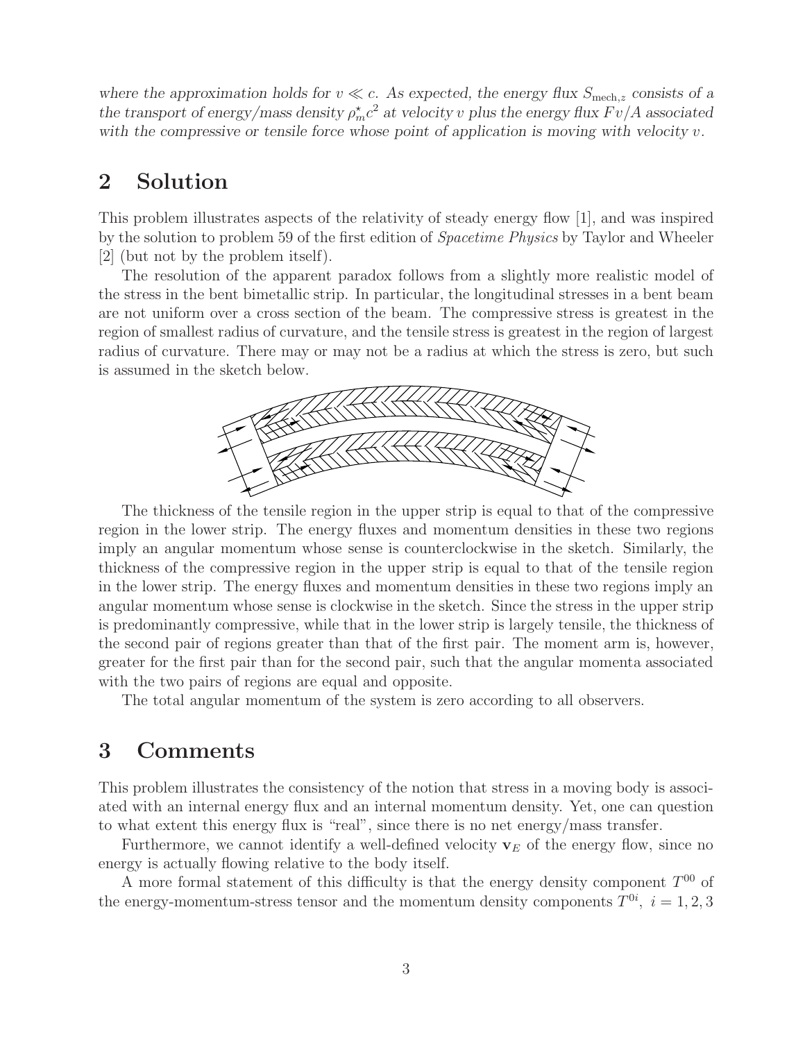*where the approximation holds for $v \ll c$. As expected, the energy flux $S_{\mathrm{mech},z}$ consists of a the transport of energy/mass density $\rho_m^\star c^2$ at velocity $v$ plus the energy flux $Fv/A$ associated with the compressive or tensile force whose point of application is moving with velocity $v$.*

## 2 Solution

This problem illustrates aspects of the relativity of steady energy flow [1], and was inspired by the solution to problem 59 of the first edition of *Spacetime Physics* by Taylor and Wheeler [2] (but not by the problem itself).

The resolution of the apparent paradox follows from a slightly more realistic model of the stress in the bent bimetallic strip. In particular, the longitudinal stresses in a bent beam are not uniform over a cross section of the beam. The compressive stress is greatest in the region of smallest radius of curvature, and the tensile stress is greatest in the region of largest radius of curvature. There may or may not be a radius at which the stress is zero, but such is assumed in the sketch below.

The thickness of the tensile region in the upper strip is equal to that of the compressive region in the lower strip. The energy fluxes and momentum densities in these two regions imply an angular momentum whose sense is counterclockwise in the sketch. Similarly, the thickness of the compressive region in the upper strip is equal to that of the tensile region in the lower strip. The energy fluxes and momentum densities in these two regions imply an angular momentum whose sense is clockwise in the sketch. Since the stress in the upper strip is predominantly compressive, while that in the lower strip is largely tensile, the thickness of the second pair of regions greater than that of the first pair. The moment arm is, however, greater for the first pair than for the second pair, such that the angular momenta associated with the two pairs of regions are equal and opposite.

The total angular momentum of the system is zero according to all observers.

## 3 Comments

This problem illustrates the consistency of the notion that stress in a moving body is associated with an internal energy flux and an internal momentum density. Yet, one can question to what extent this energy flux is "real", since there is no net energy/mass transfer.

Furthermore, we cannot identify a well-defined velocity $\mathbf{v}_E$ of the energy flow, since no energy is actually flowing relative to the body itself.

A more formal statement of this difficulty is that the energy density component $T^{00}$ of the energy-momentum-stress tensor and the momentum density components $T^{0i}$, $i = 1, 2, 3$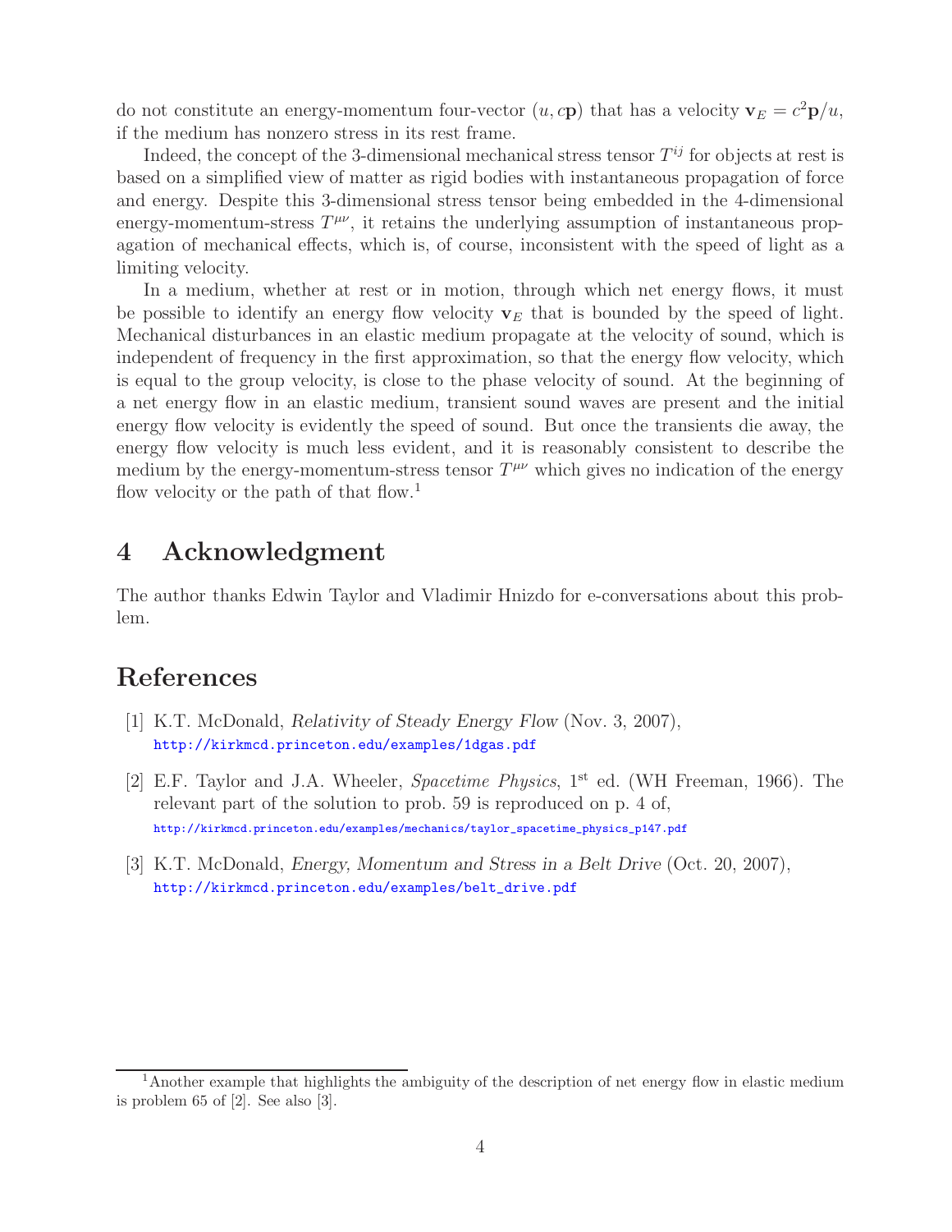do not constitute an energy-momentum four-vector $(u, c\mathbf{p})$ that has a velocity $\mathbf{v}_E = c^2\mathbf{p}/u$, if the medium has nonzero stress in its rest frame.

Indeed, the concept of the 3-dimensional mechanical stress tensor $T^{ij}$ for objects at rest is based on a simplified view of matter as rigid bodies with instantaneous propagation of force and energy. Despite this 3-dimensional stress tensor being embedded in the 4-dimensional energy-momentum-stress $T^{\mu\nu}$, it retains the underlying assumption of instantaneous propagation of mechanical effects, which is, of course, inconsistent with the speed of light as a limiting velocity.

In a medium, whether at rest or in motion, through which net energy flows, it must be possible to identify an energy flow velocity $\mathbf{v}_E$ that is bounded by the speed of light. Mechanical disturbances in an elastic medium propagate at the velocity of sound, which is independent of frequency in the first approximation, so that the energy flow velocity, which is equal to the group velocity, is close to the phase velocity of sound. At the beginning of a net energy flow in an elastic medium, transient sound waves are present and the initial energy flow velocity is evidently the speed of sound. But once the transients die away, the energy flow velocity is much less evident, and it is reasonably consistent to describe the medium by the energy-momentum-stress tensor $T^{\mu\nu}$ which gives no indication of the energy flow velocity or the path of that flow.[1]

## 4 Acknowledgment

The author thanks Edwin Taylor and Vladimir Hnizdo for e-conversations about this problem.

## References

[1] K.T. McDonald, *Relativity of Steady Energy Flow* (Nov. 3, 2007),
http://kirkmcd.princeton.edu/examples/1dgas.pdf

[2] E.F. Taylor and J.A. Wheeler, *Spacetime Physics*, 1st ed. (WH Freeman, 1966). The relevant part of the solution to prob. 59 is reproduced on p. 4 of,
http://kirkmcd.princeton.edu/examples/mechanics/taylor_spacetime_physics_p147.pdf

[3] K.T. McDonald, *Energy, Momentum and Stress in a Belt Drive* (Oct. 20, 2007),
http://kirkmcd.princeton.edu/examples/belt_drive.pdf

---

[1] Another example that highlights the ambiguity of the description of net energy flow in elastic medium is problem 65 of [2]. See also [3].